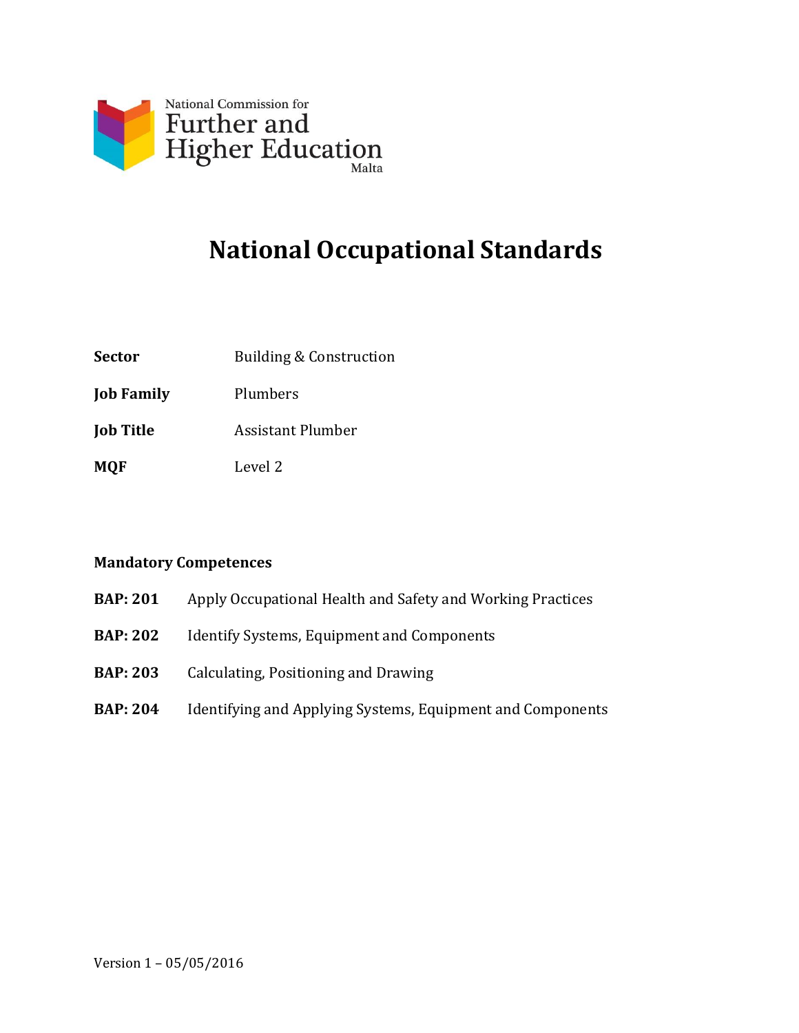National Commission for Further and Higher Education Malta

# National Occupational Standards

| | |
|---|---|
| **Sector** | Building & Construction |
| **Job Family** | Plumbers |
| **Job Title** | Assistant Plumber |
| **MQF** | Level 2 |

**Mandatory Competences**

**BAP: 201** Apply Occupational Health and Safety and Working Practices

**BAP: 202** Identify Systems, Equipment and Components

**BAP: 203** Calculating, Positioning and Drawing

**BAP: 204** Identifying and Applying Systems, Equipment and Components

Version 1 – 05/05/2016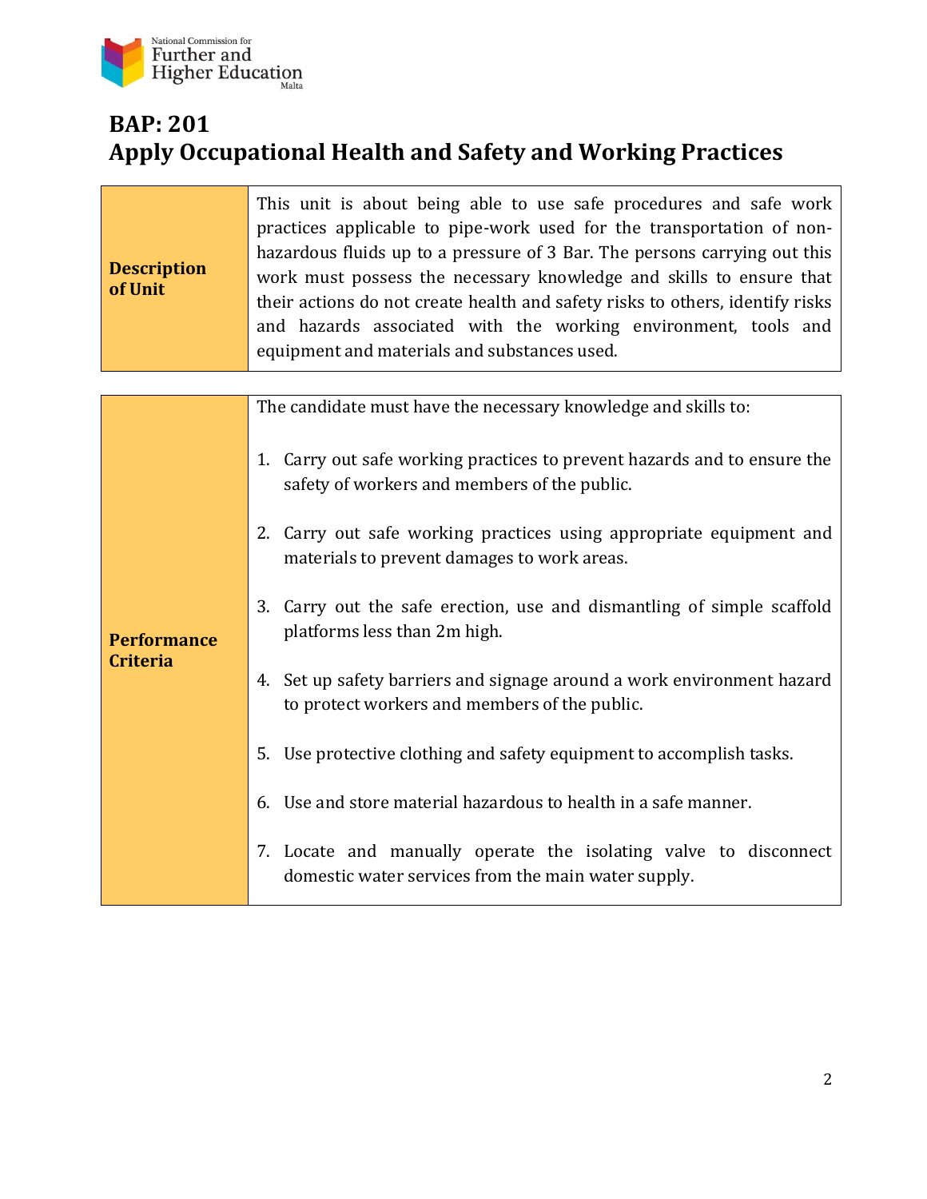# BAP: 201
# Apply Occupational Health and Safety and Working Practices

| **Description of Unit** | This unit is about being able to use safe procedures and safe work practices applicable to pipe-work used for the transportation of non-hazardous fluids up to a pressure of 3 Bar. The persons carrying out this work must possess the necessary knowledge and skills to ensure that their actions do not create health and safety risks to others, identify risks and hazards associated with the working environment, tools and equipment and materials and substances used. |
|---|---|

| **Performance Criteria** | The candidate must have the necessary knowledge and skills to:<br><br>1. Carry out safe working practices to prevent hazards and to ensure the safety of workers and members of the public.<br><br>2. Carry out safe working practices using appropriate equipment and materials to prevent damages to work areas.<br><br>3. Carry out the safe erection, use and dismantling of simple scaffold platforms less than 2m high.<br><br>4. Set up safety barriers and signage around a work environment hazard to protect workers and members of the public.<br><br>5. Use protective clothing and safety equipment to accomplish tasks.<br><br>6. Use and store material hazardous to health in a safe manner.<br><br>7. Locate and manually operate the isolating valve to disconnect domestic water services from the main water supply. |
|---|---|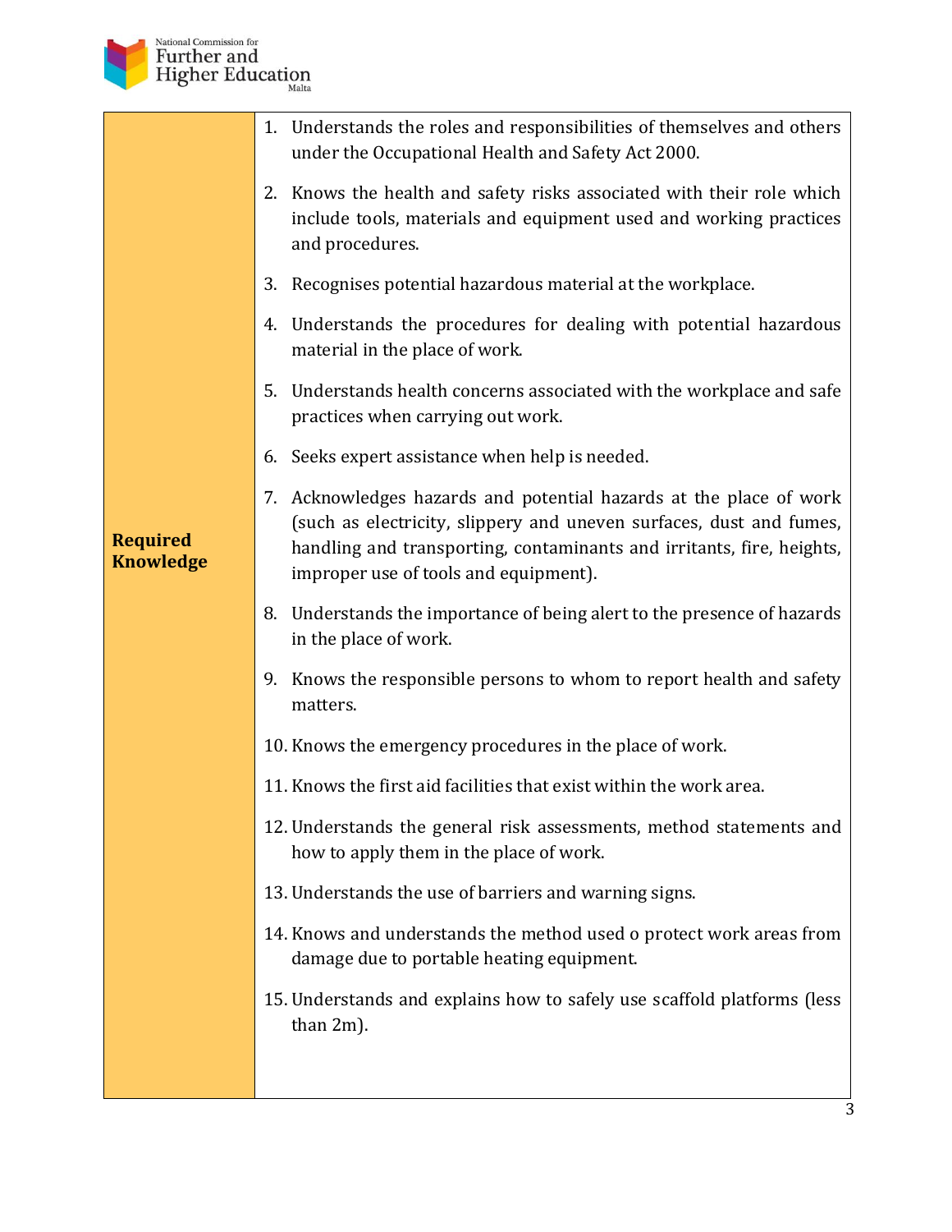| **Required Knowledge** | 1. Understands the roles and responsibilities of themselves and others under the Occupational Health and Safety Act 2000.<br><br>2. Knows the health and safety risks associated with their role which include tools, materials and equipment used and working practices and procedures.<br><br>3. Recognises potential hazardous material at the workplace.<br><br>4. Understands the procedures for dealing with potential hazardous material in the place of work.<br><br>5. Understands health concerns associated with the workplace and safe practices when carrying out work.<br><br>6. Seeks expert assistance when help is needed.<br><br>7. Acknowledges hazards and potential hazards at the place of work (such as electricity, slippery and uneven surfaces, dust and fumes, handling and transporting, contaminants and irritants, fire, heights, improper use of tools and equipment).<br><br>8. Understands the importance of being alert to the presence of hazards in the place of work.<br><br>9. Knows the responsible persons to whom to report health and safety matters.<br><br>10. Knows the emergency procedures in the place of work.<br><br>11. Knows the first aid facilities that exist within the work area.<br><br>12. Understands the general risk assessments, method statements and how to apply them in the place of work.<br><br>13. Understands the use of barriers and warning signs.<br><br>14. Knows and understands the method used o protect work areas from damage due to portable heating equipment.<br><br>15. Understands and explains how to safely use scaffold platforms (less than 2m). |
|---|---|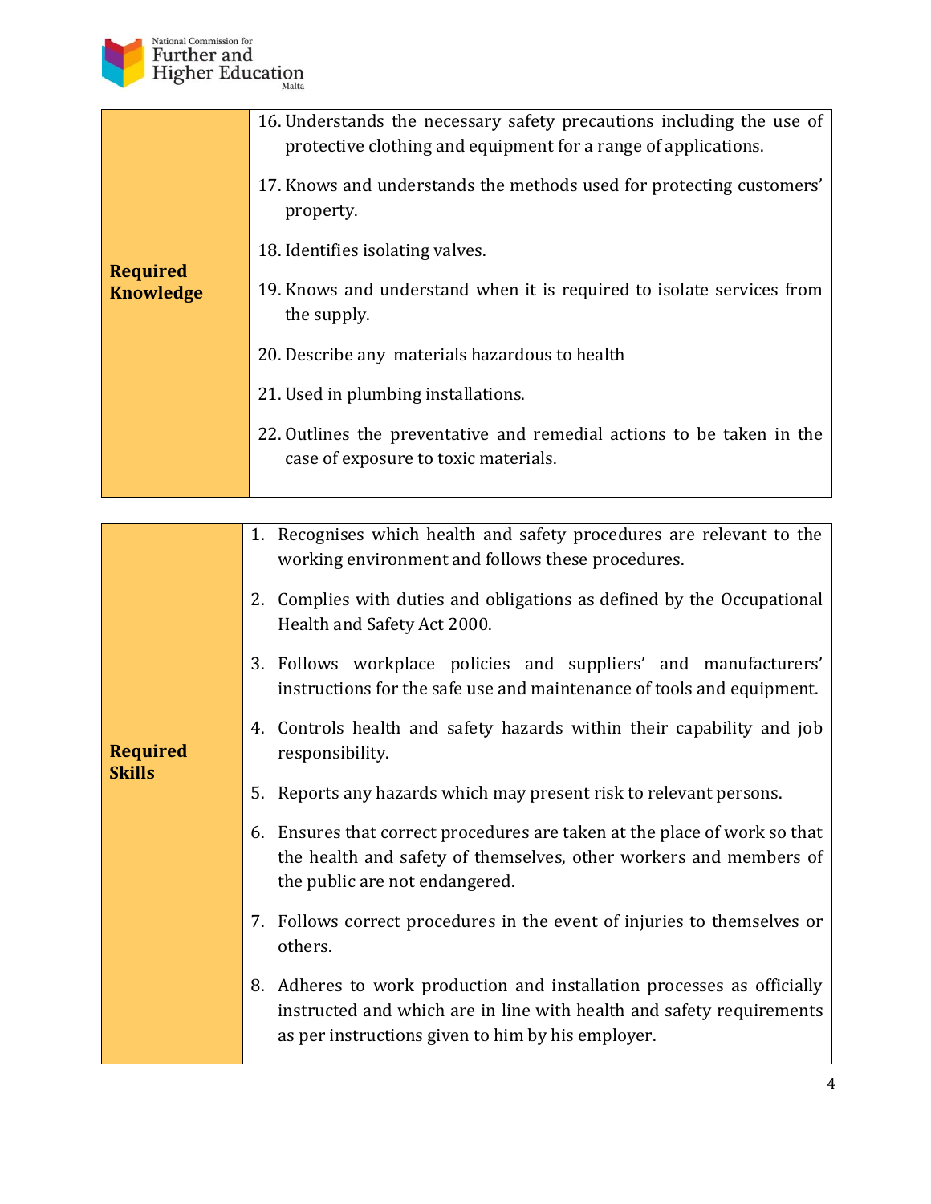| | |
|---|---|
| **Required Knowledge** | 16. Understands the necessary safety precautions including the use of protective clothing and equipment for a range of applications.<br><br>17. Knows and understands the methods used for protecting customers' property.<br><br>18. Identifies isolating valves.<br><br>19. Knows and understand when it is required to isolate services from the supply.<br><br>20. Describe any materials hazardous to health<br><br>21. Used in plumbing installations.<br><br>22. Outlines the preventative and remedial actions to be taken in the case of exposure to toxic materials. |

| | |
|---|---|
| **Required Skills** | 1. Recognises which health and safety procedures are relevant to the working environment and follows these procedures.<br><br>2. Complies with duties and obligations as defined by the Occupational Health and Safety Act 2000.<br><br>3. Follows workplace policies and suppliers' and manufacturers' instructions for the safe use and maintenance of tools and equipment.<br><br>4. Controls health and safety hazards within their capability and job responsibility.<br><br>5. Reports any hazards which may present risk to relevant persons.<br><br>6. Ensures that correct procedures are taken at the place of work so that the health and safety of themselves, other workers and members of the public are not endangered.<br><br>7. Follows correct procedures in the event of injuries to themselves or others.<br><br>8. Adheres to work production and installation processes as officially instructed and which are in line with health and safety requirements as per instructions given to him by his employer. |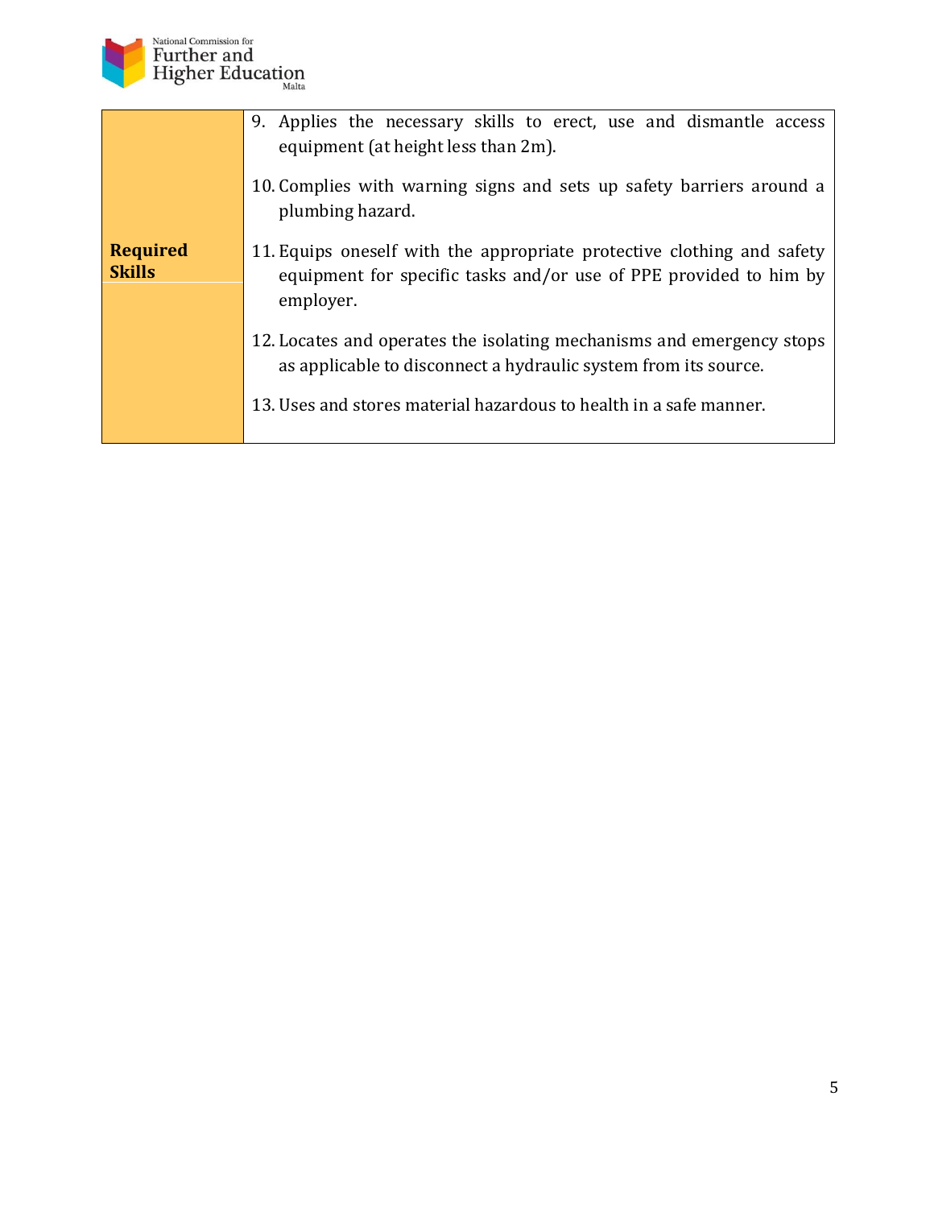| | |
|---|---|
| **Required Skills** | 9. Applies the necessary skills to erect, use and dismantle access equipment (at height less than 2m).<br><br>10. Complies with warning signs and sets up safety barriers around a plumbing hazard.<br><br>11. Equips oneself with the appropriate protective clothing and safety equipment for specific tasks and/or use of PPE provided to him by employer.<br><br>12. Locates and operates the isolating mechanisms and emergency stops as applicable to disconnect a hydraulic system from its source.<br><br>13. Uses and stores material hazardous to health in a safe manner. |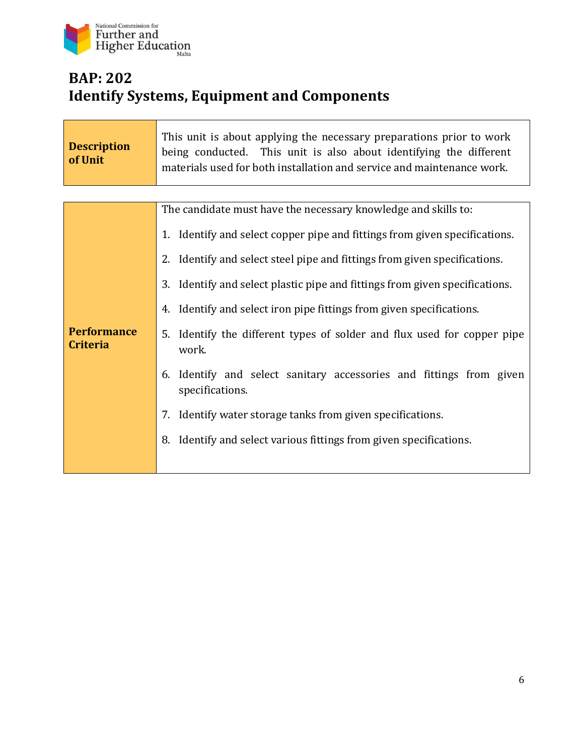# BAP: 202
# Identify Systems, Equipment and Components

| **Description of Unit** | This unit is about applying the necessary preparations prior to work being conducted. This unit is also about identifying the different materials used for both installation and service and maintenance work. |
|---|---|

| **Performance Criteria** | The candidate must have the necessary knowledge and skills to:<br>1. Identify and select copper pipe and fittings from given specifications.<br>2. Identify and select steel pipe and fittings from given specifications.<br>3. Identify and select plastic pipe and fittings from given specifications.<br>4. Identify and select iron pipe fittings from given specifications.<br>5. Identify the different types of solder and flux used for copper pipe work.<br>6. Identify and select sanitary accessories and fittings from given specifications.<br>7. Identify water storage tanks from given specifications.<br>8. Identify and select various fittings from given specifications. |
|---|---|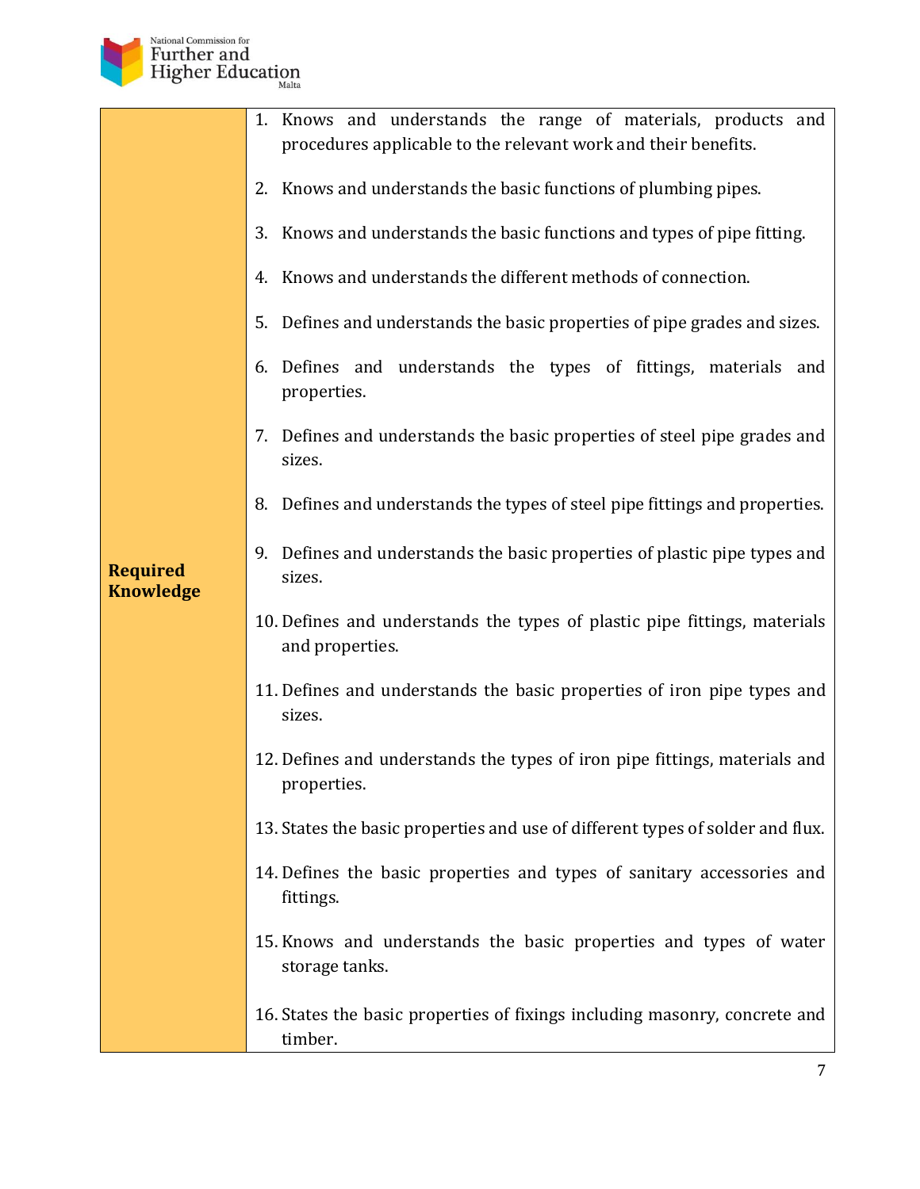| Required Knowledge | 1. Knows and understands the range of materials, products and procedures applicable to the relevant work and their benefits.<br><br>2. Knows and understands the basic functions of plumbing pipes.<br><br>3. Knows and understands the basic functions and types of pipe fitting.<br><br>4. Knows and understands the different methods of connection.<br><br>5. Defines and understands the basic properties of pipe grades and sizes.<br><br>6. Defines and understands the types of fittings, materials and properties.<br><br>7. Defines and understands the basic properties of steel pipe grades and sizes.<br><br>8. Defines and understands the types of steel pipe fittings and properties.<br><br>9. Defines and understands the basic properties of plastic pipe types and sizes.<br><br>10. Defines and understands the types of plastic pipe fittings, materials and properties.<br><br>11. Defines and understands the basic properties of iron pipe types and sizes.<br><br>12. Defines and understands the types of iron pipe fittings, materials and properties.<br><br>13. States the basic properties and use of different types of solder and flux.<br><br>14. Defines the basic properties and types of sanitary accessories and fittings.<br><br>15. Knows and understands the basic properties and types of water storage tanks.<br><br>16. States the basic properties of fixings including masonry, concrete and timber. |
|---|---|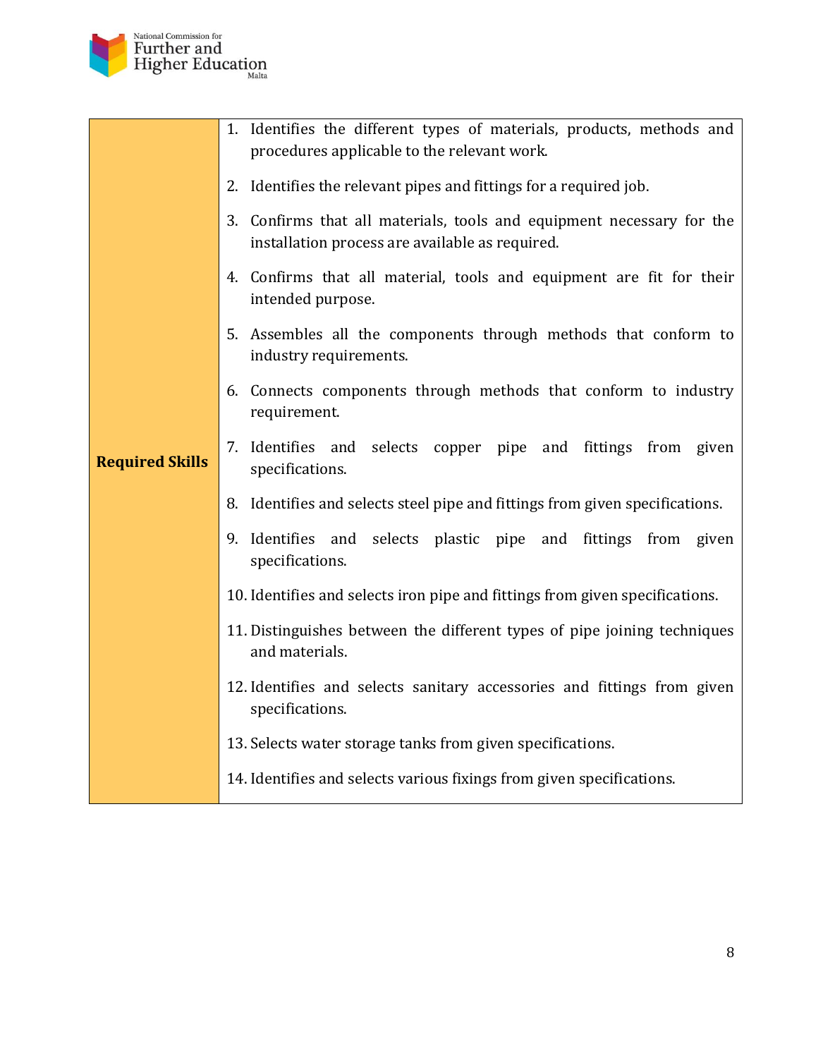| **Required Skills** | 1. Identifies the different types of materials, products, methods and procedures applicable to the relevant work.<br><br>2. Identifies the relevant pipes and fittings for a required job.<br><br>3. Confirms that all materials, tools and equipment necessary for the installation process are available as required.<br><br>4. Confirms that all material, tools and equipment are fit for their intended purpose.<br><br>5. Assembles all the components through methods that conform to industry requirements.<br><br>6. Connects components through methods that conform to industry requirement.<br><br>7. Identifies and selects copper pipe and fittings from given specifications.<br><br>8. Identifies and selects steel pipe and fittings from given specifications.<br><br>9. Identifies and selects plastic pipe and fittings from given specifications.<br><br>10. Identifies and selects iron pipe and fittings from given specifications.<br><br>11. Distinguishes between the different types of pipe joining techniques and materials.<br><br>12. Identifies and selects sanitary accessories and fittings from given specifications.<br><br>13. Selects water storage tanks from given specifications.<br><br>14. Identifies and selects various fixings from given specifications. |
|---|---|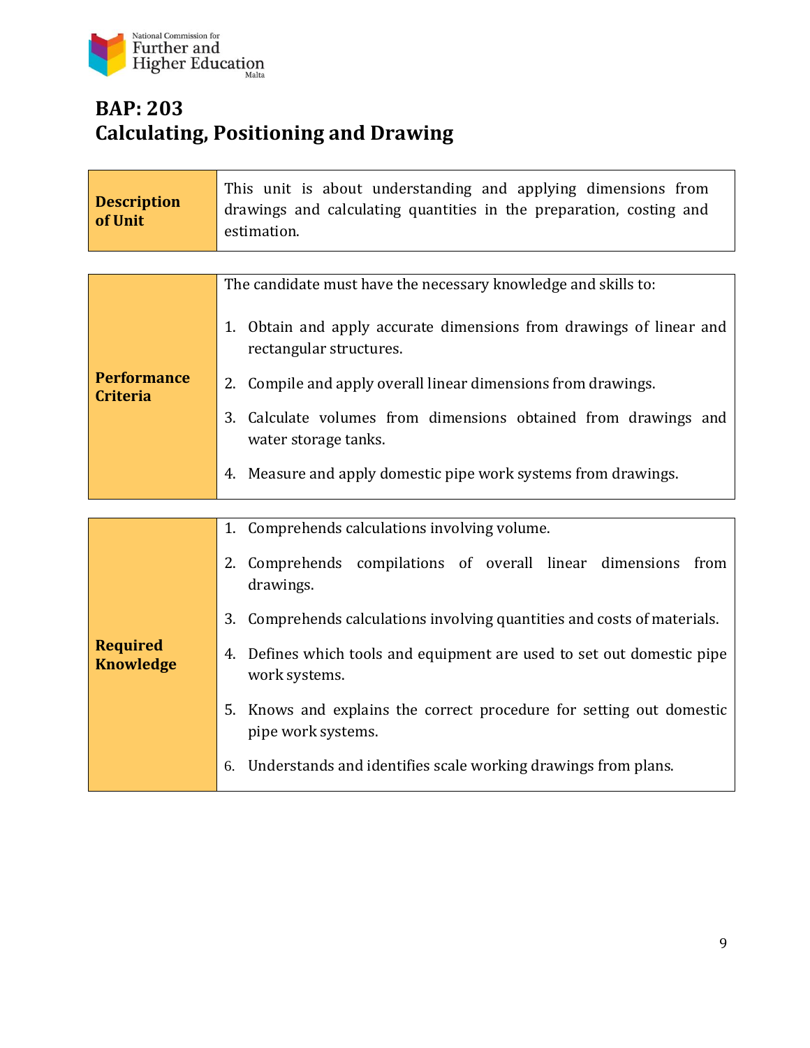# BAP: 203
# Calculating, Positioning and Drawing

| | |
|---|---|
| **Description of Unit** | This unit is about understanding and applying dimensions from drawings and calculating quantities in the preparation, costing and estimation. |

| | |
|---|---|
| **Performance Criteria** | The candidate must have the necessary knowledge and skills to:<br><br>1. Obtain and apply accurate dimensions from drawings of linear and rectangular structures.<br>2. Compile and apply overall linear dimensions from drawings.<br>3. Calculate volumes from dimensions obtained from drawings and water storage tanks.<br>4. Measure and apply domestic pipe work systems from drawings. |

| | |
|---|---|
| **Required Knowledge** | 1. Comprehends calculations involving volume.<br>2. Comprehends compilations of overall linear dimensions from drawings.<br>3. Comprehends calculations involving quantities and costs of materials.<br>4. Defines which tools and equipment are used to set out domestic pipe work systems.<br>5. Knows and explains the correct procedure for setting out domestic pipe work systems.<br>6. Understands and identifies scale working drawings from plans. |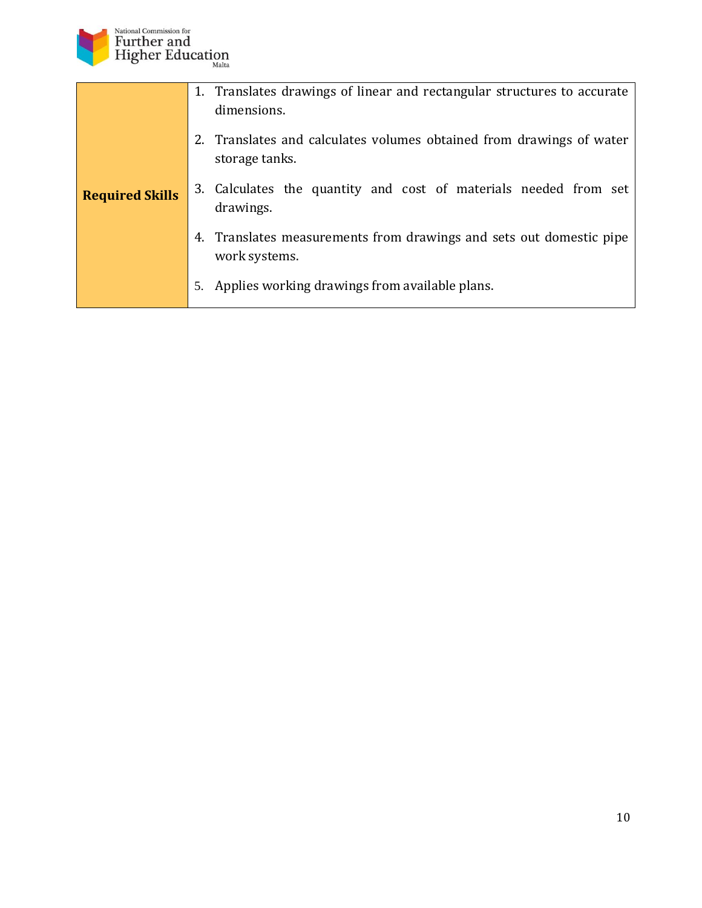| **Required Skills** | 1. Translates drawings of linear and rectangular structures to accurate dimensions.<br>2. Translates and calculates volumes obtained from drawings of water storage tanks.<br>3. Calculates the quantity and cost of materials needed from set drawings.<br>4. Translates measurements from drawings and sets out domestic pipe work systems.<br>5. Applies working drawings from available plans. |
|---|---|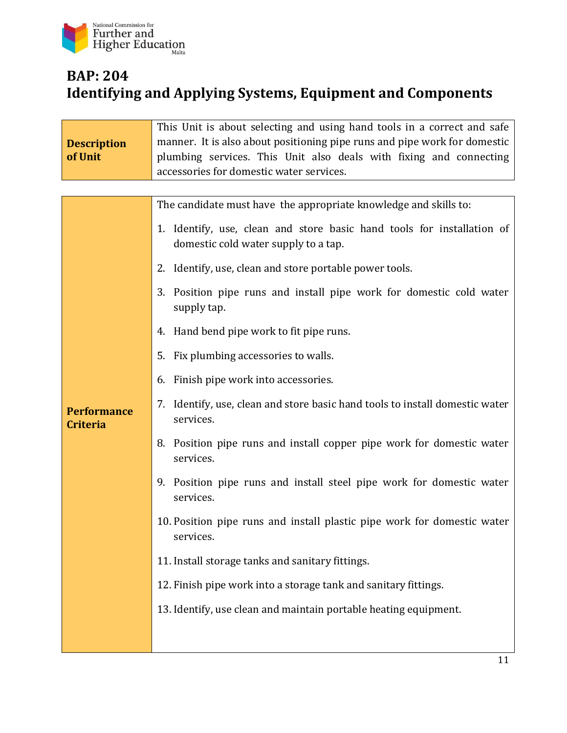# BAP: 204
# Identifying and Applying Systems, Equipment and Components

| **Description of Unit** | This Unit is about selecting and using hand tools in a correct and safe manner. It is also about positioning pipe runs and pipe work for domestic plumbing services. This Unit also deals with fixing and connecting accessories for domestic water services. |
|---|---|

| **Performance Criteria** | The candidate must have the appropriate knowledge and skills to:<br><br>1. Identify, use, clean and store basic hand tools for installation of domestic cold water supply to a tap.<br>2. Identify, use, clean and store portable power tools.<br>3. Position pipe runs and install pipe work for domestic cold water supply tap.<br>4. Hand bend pipe work to fit pipe runs.<br>5. Fix plumbing accessories to walls.<br>6. Finish pipe work into accessories.<br>7. Identify, use, clean and store basic hand tools to install domestic water services.<br>8. Position pipe runs and install copper pipe work for domestic water services.<br>9. Position pipe runs and install steel pipe work for domestic water services.<br>10. Position pipe runs and install plastic pipe work for domestic water services.<br>11. Install storage tanks and sanitary fittings.<br>12. Finish pipe work into a storage tank and sanitary fittings.<br>13. Identify, use clean and maintain portable heating equipment. |
|---|---|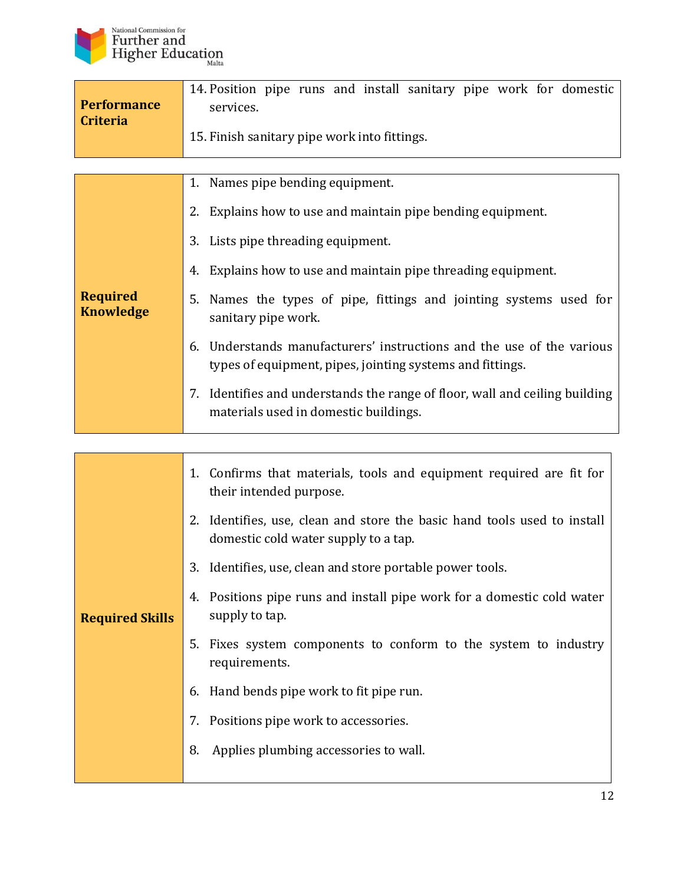| Performance Criteria | 14. Position pipe runs and install sanitary pipe work for domestic services.<br>15. Finish sanitary pipe work into fittings. |
| --- | --- |

| Required Knowledge | 1. Names pipe bending equipment.<br>2. Explains how to use and maintain pipe bending equipment.<br>3. Lists pipe threading equipment.<br>4. Explains how to use and maintain pipe threading equipment.<br>5. Names the types of pipe, fittings and jointing systems used for sanitary pipe work.<br>6. Understands manufacturers' instructions and the use of the various types of equipment, pipes, jointing systems and fittings.<br>7. Identifies and understands the range of floor, wall and ceiling building materials used in domestic buildings. |
| --- | --- |

| Required Skills | 1. Confirms that materials, tools and equipment required are fit for their intended purpose.<br>2. Identifies, use, clean and store the basic hand tools used to install domestic cold water supply to a tap.<br>3. Identifies, use, clean and store portable power tools.<br>4. Positions pipe runs and install pipe work for a domestic cold water supply to tap.<br>5. Fixes system components to conform to the system to industry requirements.<br>6. Hand bends pipe work to fit pipe run.<br>7. Positions pipe work to accessories.<br>8. Applies plumbing accessories to wall. |
| --- | --- |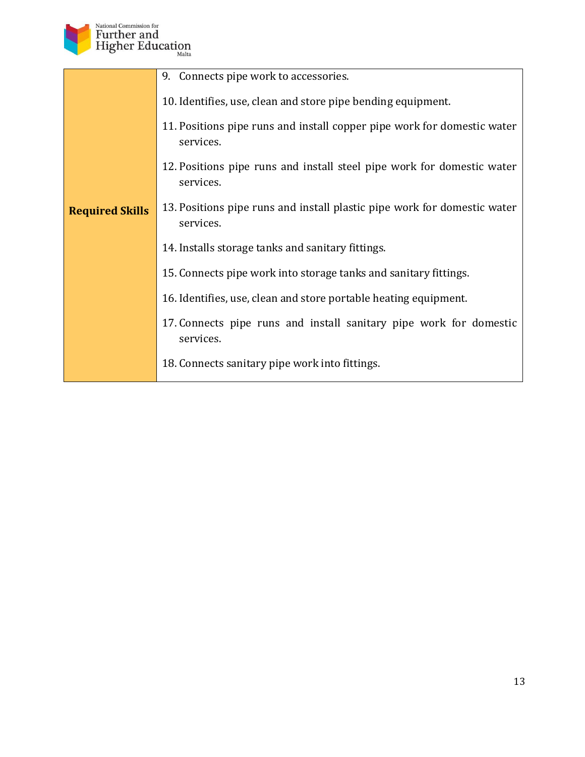| | |
|---|---|
| **Required Skills** | 9. Connects pipe work to accessories.<br>10. Identifies, use, clean and store pipe bending equipment.<br>11. Positions pipe runs and install copper pipe work for domestic water services.<br>12. Positions pipe runs and install steel pipe work for domestic water services.<br>13. Positions pipe runs and install plastic pipe work for domestic water services.<br>14. Installs storage tanks and sanitary fittings.<br>15. Connects pipe work into storage tanks and sanitary fittings.<br>16. Identifies, use, clean and store portable heating equipment.<br>17. Connects pipe runs and install sanitary pipe work for domestic services.<br>18. Connects sanitary pipe work into fittings. |